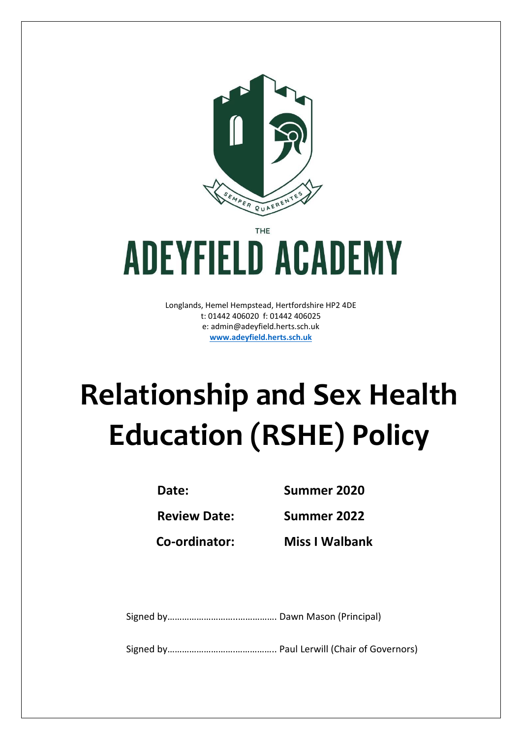SEMPER QUAERENTES

THE

# ADEYFIELD ACADEMY

Longlands, Hemel Hempstead, Hertfordshire HP2 4DE
t: 01442 406020 f: 01442 406025
e: admin@adeyfield.herts.sch.uk
**www.adeyfield.herts.sch.uk**

# Relationship and Sex Health Education (RSHE) Policy

**Date:** **Summer 2020**

**Review Date:** **Summer 2022**

**Co-ordinator:** **Miss I Walbank**

Signed by……………………..…………… Dawn Mason (Principal)

Signed by…………………………………….. Paul Lerwill (Chair of Governors)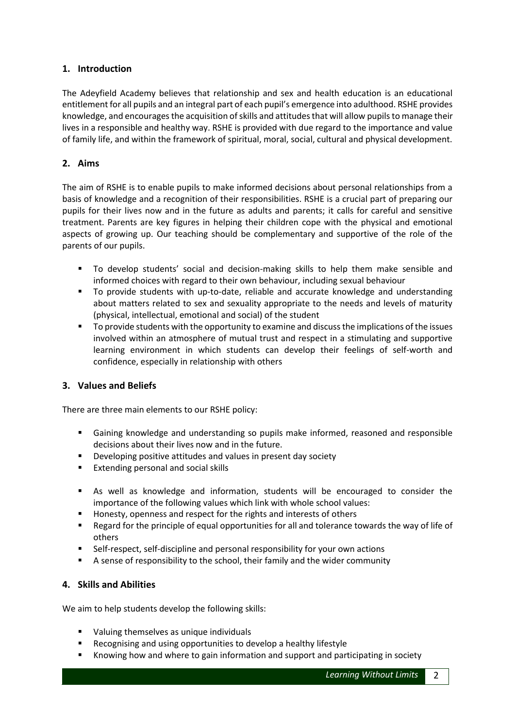## 1. Introduction

The Adeyfield Academy believes that relationship and sex and health education is an educational entitlement for all pupils and an integral part of each pupil's emergence into adulthood. RSHE provides knowledge, and encourages the acquisition of skills and attitudes that will allow pupils to manage their lives in a responsible and healthy way. RSHE is provided with due regard to the importance and value of family life, and within the framework of spiritual, moral, social, cultural and physical development.

## 2. Aims

The aim of RSHE is to enable pupils to make informed decisions about personal relationships from a basis of knowledge and a recognition of their responsibilities. RSHE is a crucial part of preparing our pupils for their lives now and in the future as adults and parents; it calls for careful and sensitive treatment. Parents are key figures in helping their children cope with the physical and emotional aspects of growing up. Our teaching should be complementary and supportive of the role of the parents of our pupils.

- To develop students' social and decision-making skills to help them make sensible and informed choices with regard to their own behaviour, including sexual behaviour
- To provide students with up-to-date, reliable and accurate knowledge and understanding about matters related to sex and sexuality appropriate to the needs and levels of maturity (physical, intellectual, emotional and social) of the student
- To provide students with the opportunity to examine and discuss the implications of the issues involved within an atmosphere of mutual trust and respect in a stimulating and supportive learning environment in which students can develop their feelings of self-worth and confidence, especially in relationship with others

## 3. Values and Beliefs

There are three main elements to our RSHE policy:

- Gaining knowledge and understanding so pupils make informed, reasoned and responsible decisions about their lives now and in the future.
- Developing positive attitudes and values in present day society
- Extending personal and social skills

- As well as knowledge and information, students will be encouraged to consider the importance of the following values which link with whole school values:
- Honesty, openness and respect for the rights and interests of others
- Regard for the principle of equal opportunities for all and tolerance towards the way of life of others
- Self-respect, self-discipline and personal responsibility for your own actions
- A sense of responsibility to the school, their family and the wider community

## 4. Skills and Abilities

We aim to help students develop the following skills:

- Valuing themselves as unique individuals
- Recognising and using opportunities to develop a healthy lifestyle
- Knowing how and where to gain information and support and participating in society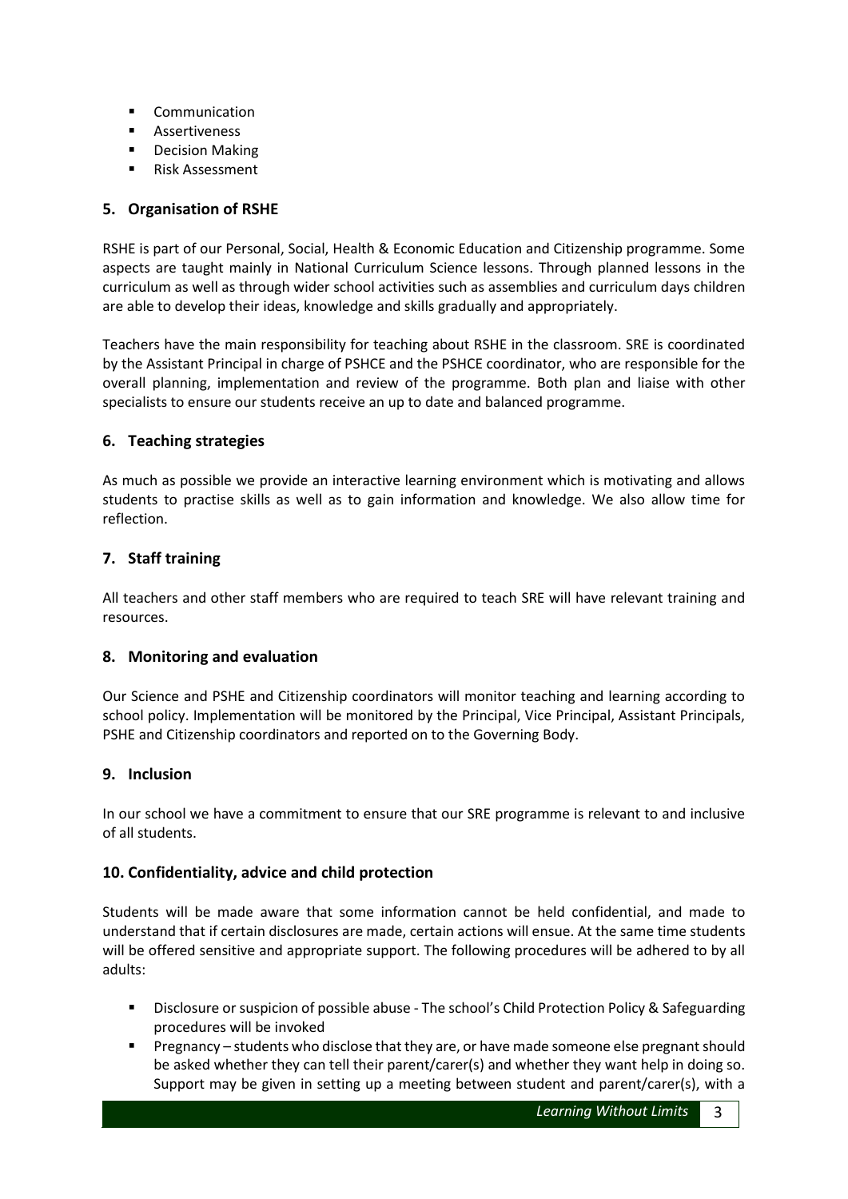- Communication
- Assertiveness
- Decision Making
- Risk Assessment

## 5. Organisation of RSHE

RSHE is part of our Personal, Social, Health & Economic Education and Citizenship programme. Some aspects are taught mainly in National Curriculum Science lessons. Through planned lessons in the curriculum as well as through wider school activities such as assemblies and curriculum days children are able to develop their ideas, knowledge and skills gradually and appropriately.

Teachers have the main responsibility for teaching about RSHE in the classroom. SRE is coordinated by the Assistant Principal in charge of PSHCE and the PSHCE coordinator, who are responsible for the overall planning, implementation and review of the programme. Both plan and liaise with other specialists to ensure our students receive an up to date and balanced programme.

## 6. Teaching strategies

As much as possible we provide an interactive learning environment which is motivating and allows students to practise skills as well as to gain information and knowledge. We also allow time for reflection.

## 7. Staff training

All teachers and other staff members who are required to teach SRE will have relevant training and resources.

## 8. Monitoring and evaluation

Our Science and PSHE and Citizenship coordinators will monitor teaching and learning according to school policy. Implementation will be monitored by the Principal, Vice Principal, Assistant Principals, PSHE and Citizenship coordinators and reported on to the Governing Body.

## 9. Inclusion

In our school we have a commitment to ensure that our SRE programme is relevant to and inclusive of all students.

## 10. Confidentiality, advice and child protection

Students will be made aware that some information cannot be held confidential, and made to understand that if certain disclosures are made, certain actions will ensue. At the same time students will be offered sensitive and appropriate support. The following procedures will be adhered to by all adults:

- Disclosure or suspicion of possible abuse - The school's Child Protection Policy & Safeguarding procedures will be invoked
- Pregnancy – students who disclose that they are, or have made someone else pregnant should be asked whether they can tell their parent/carer(s) and whether they want help in doing so. Support may be given in setting up a meeting between student and parent/carer(s), with a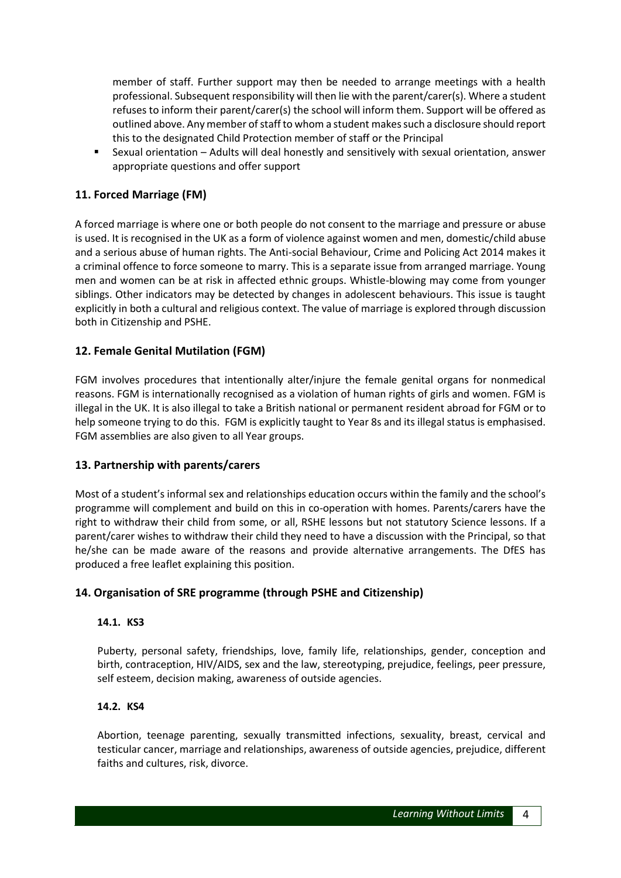member of staff. Further support may then be needed to arrange meetings with a health professional. Subsequent responsibility will then lie with the parent/carer(s). Where a student refuses to inform their parent/carer(s) the school will inform them. Support will be offered as outlined above. Any member of staff to whom a student makes such a disclosure should report this to the designated Child Protection member of staff or the Principal

- Sexual orientation – Adults will deal honestly and sensitively with sexual orientation, answer appropriate questions and offer support

## 11. Forced Marriage (FM)

A forced marriage is where one or both people do not consent to the marriage and pressure or abuse is used. It is recognised in the UK as a form of violence against women and men, domestic/child abuse and a serious abuse of human rights. The Anti-social Behaviour, Crime and Policing Act 2014 makes it a criminal offence to force someone to marry. This is a separate issue from arranged marriage. Young men and women can be at risk in affected ethnic groups. Whistle-blowing may come from younger siblings. Other indicators may be detected by changes in adolescent behaviours. This issue is taught explicitly in both a cultural and religious context. The value of marriage is explored through discussion both in Citizenship and PSHE.

## 12. Female Genital Mutilation (FGM)

FGM involves procedures that intentionally alter/injure the female genital organs for nonmedical reasons. FGM is internationally recognised as a violation of human rights of girls and women. FGM is illegal in the UK. It is also illegal to take a British national or permanent resident abroad for FGM or to help someone trying to do this. FGM is explicitly taught to Year 8s and its illegal status is emphasised. FGM assemblies are also given to all Year groups.

## 13. Partnership with parents/carers

Most of a student's informal sex and relationships education occurs within the family and the school's programme will complement and build on this in co-operation with homes. Parents/carers have the right to withdraw their child from some, or all, RSHE lessons but not statutory Science lessons. If a parent/carer wishes to withdraw their child they need to have a discussion with the Principal, so that he/she can be made aware of the reasons and provide alternative arrangements. The DfES has produced a free leaflet explaining this position.

## 14. Organisation of SRE programme (through PSHE and Citizenship)

### 14.1. KS3

Puberty, personal safety, friendships, love, family life, relationships, gender, conception and birth, contraception, HIV/AIDS, sex and the law, stereotyping, prejudice, feelings, peer pressure, self esteem, decision making, awareness of outside agencies.

### 14.2. KS4

Abortion, teenage parenting, sexually transmitted infections, sexuality, breast, cervical and testicular cancer, marriage and relationships, awareness of outside agencies, prejudice, different faiths and cultures, risk, divorce.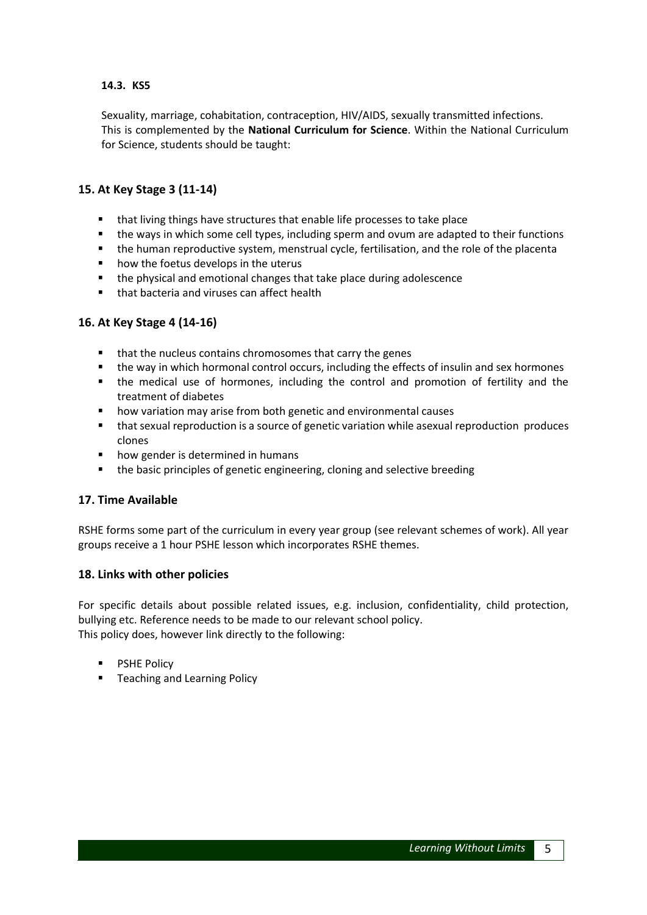### 14.3. KS5

Sexuality, marriage, cohabitation, contraception, HIV/AIDS, sexually transmitted infections. This is complemented by the **National Curriculum for Science**. Within the National Curriculum for Science, students should be taught:

## 15. At Key Stage 3 (11-14)

- that living things have structures that enable life processes to take place
- the ways in which some cell types, including sperm and ovum are adapted to their functions
- the human reproductive system, menstrual cycle, fertilisation, and the role of the placenta
- how the foetus develops in the uterus
- the physical and emotional changes that take place during adolescence
- that bacteria and viruses can affect health

## 16. At Key Stage 4 (14-16)

- that the nucleus contains chromosomes that carry the genes
- the way in which hormonal control occurs, including the effects of insulin and sex hormones
- the medical use of hormones, including the control and promotion of fertility and the treatment of diabetes
- how variation may arise from both genetic and environmental causes
- that sexual reproduction is a source of genetic variation while asexual reproduction produces clones
- how gender is determined in humans
- the basic principles of genetic engineering, cloning and selective breeding

## 17. Time Available

RSHE forms some part of the curriculum in every year group (see relevant schemes of work). All year groups receive a 1 hour PSHE lesson which incorporates RSHE themes.

## 18. Links with other policies

For specific details about possible related issues, e.g. inclusion, confidentiality, child protection, bullying etc. Reference needs to be made to our relevant school policy.
This policy does, however link directly to the following:

- PSHE Policy
- Teaching and Learning Policy